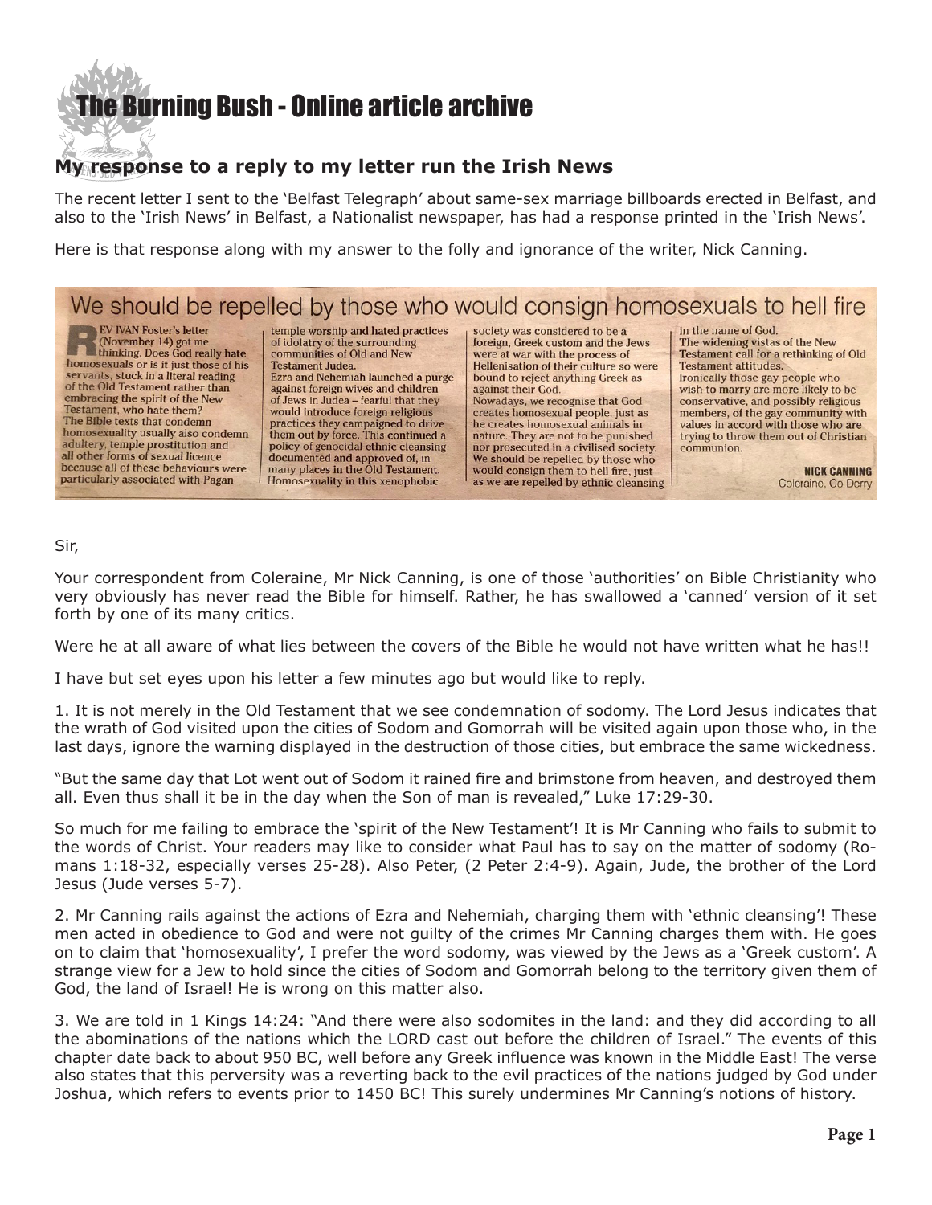# The Burning Bush - Online article archive

## My response to a reply to my letter run the Irish News

The recent letter I sent to the 'Belfast Telegraph' about same-sex marriage billboards erected in Belfast, and also to the 'Irish News' in Belfast, a Nationalist newspaper, has had a response printed in the 'Irish News'.

Here is that response along with my answer to the folly and ignorance of the writer, Nick Canning.

### We should be repelled by those who would consign homosexuals to hell fire

**REV IVAN Foster's letter (November 14) got me thinking. Does God really hate homosexuals or is it just those of his servants, stuck in a literal reading of the Old Testament rather than embracing the spirit of the New Testament, who hate them?**

**The Bible texts that condemn homosexuality usually also condemn adultery, temple prostitution and all other forms of sexual licence because all of these behaviours were particularly associated with Pagan temple worship and hated practices of idolatry of the surrounding communities of Old and New Testament Judea.**

**Ezra and Nehemiah launched a purge against foreign wives and children of Jews in Judea – fearful that they would introduce foreign religious practices they campaigned to drive them out by force. This continued a policy of genocidal ethnic cleansing documented and approved of, in many places in the Old Testament. Homosexuality in this xenophobic society was considered to be a foreign, Greek custom and the Jews were at war with the process of Hellenisation of their culture so were bound to reject anything Greek as against their God.**

**Nowadays, we recognise that God creates homosexual people, just as he creates homosexual animals in nature. They are not to be punished nor prosecuted in a civilised society. We should be repelled by those who would consign them to hell fire, just as we are repelled by ethnic cleansing in the name of God.**

**The widening vistas of the New Testament call for a rethinking of Old Testament attitudes.**

**Ironically those gay people who wish to marry are more likely to be conservative, and possibly religious members, of the gay community with values in accord with those who are trying to throw them out of Christian communion.**

**NICK CANNING**
Coleraine, Co Derry

Sir,

Your correspondent from Coleraine, Mr Nick Canning, is one of those 'authorities' on Bible Christianity who very obviously has never read the Bible for himself. Rather, he has swallowed a 'canned' version of it set forth by one of its many critics.

Were he at all aware of what lies between the covers of the Bible he would not have written what he has!!

I have but set eyes upon his letter a few minutes ago but would like to reply.

1. It is not merely in the Old Testament that we see condemnation of sodomy. The Lord Jesus indicates that the wrath of God visited upon the cities of Sodom and Gomorrah will be visited again upon those who, in the last days, ignore the warning displayed in the destruction of those cities, but embrace the same wickedness.

"But the same day that Lot went out of Sodom it rained fire and brimstone from heaven, and destroyed them all. Even thus shall it be in the day when the Son of man is revealed," Luke 17:29-30.

So much for me failing to embrace the 'spirit of the New Testament'! It is Mr Canning who fails to submit to the words of Christ. Your readers may like to consider what Paul has to say on the matter of sodomy (Romans 1:18-32, especially verses 25-28). Also Peter, (2 Peter 2:4-9). Again, Jude, the brother of the Lord Jesus (Jude verses 5-7).

2. Mr Canning rails against the actions of Ezra and Nehemiah, charging them with 'ethnic cleansing'! These men acted in obedience to God and were not guilty of the crimes Mr Canning charges them with. He goes on to claim that 'homosexuality', I prefer the word sodomy, was viewed by the Jews as a 'Greek custom'. A strange view for a Jew to hold since the cities of Sodom and Gomorrah belong to the territory given them of God, the land of Israel! He is wrong on this matter also.

3. We are told in 1 Kings 14:24: "And there were also sodomites in the land: and they did according to all the abominations of the nations which the LORD cast out before the children of Israel." The events of this chapter date back to about 950 BC, well before any Greek influence was known in the Middle East! The verse also states that this perversity was a reverting back to the evil practices of the nations judged by God under Joshua, which refers to events prior to 1450 BC! This surely undermines Mr Canning's notions of history.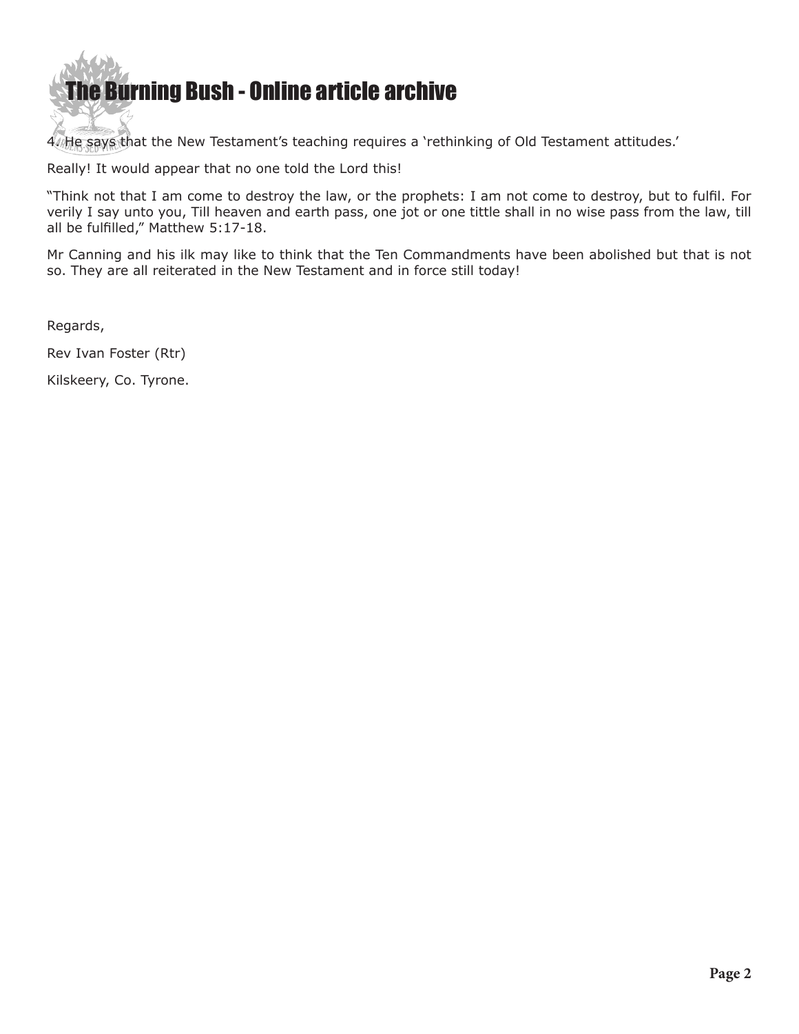4. He says that the New Testament's teaching requires a 'rethinking of Old Testament attitudes.'

Really! It would appear that no one told the Lord this!

"Think not that I am come to destroy the law, or the prophets: I am not come to destroy, but to fulfil. For verily I say unto you, Till heaven and earth pass, one jot or one tittle shall in no wise pass from the law, till all be fulfilled," Matthew 5:17-18.

Mr Canning and his ilk may like to think that the Ten Commandments have been abolished but that is not so. They are all reiterated in the New Testament and in force still today!

Regards,

Rev Ivan Foster (Rtr)

Kilskeery, Co. Tyrone.